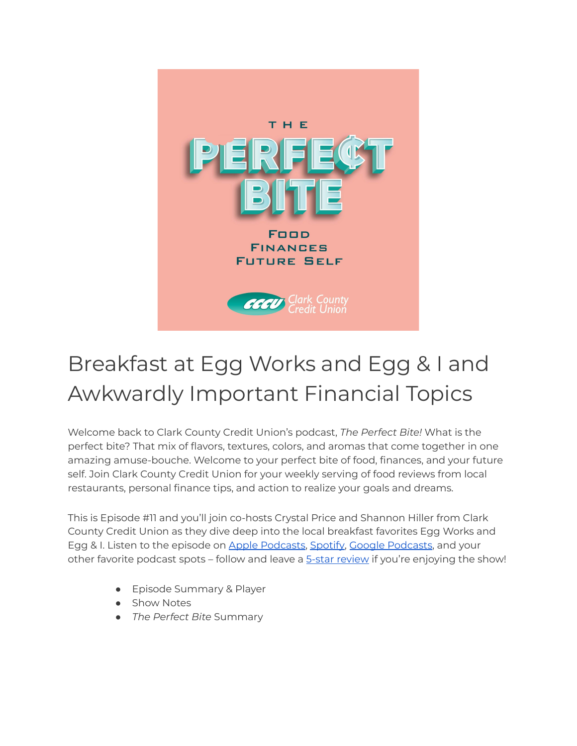THE

PERFE¢T BITE

Food
Finances
Future Self

CCCU Clark County Credit Union

# Breakfast at Egg Works and Egg & I and Awkwardly Important Financial Topics

Welcome back to Clark County Credit Union's podcast, *The Perfect Bite!* What is the perfect bite? That mix of flavors, textures, colors, and aromas that come together in one amazing amuse-bouche. Welcome to your perfect bite of food, finances, and your future self. Join Clark County Credit Union for your weekly serving of food reviews from local restaurants, personal finance tips, and action to realize your goals and dreams.

This is Episode #11 and you'll join co-hosts Crystal Price and Shannon Hiller from Clark County Credit Union as they dive deep into the local breakfast favorites Egg Works and Egg & I. Listen to the episode on Apple Podcasts, Spotify, Google Podcasts, and your other favorite podcast spots – follow and leave a 5-star review if you're enjoying the show!

- Episode Summary & Player
- Show Notes
- *The Perfect Bite* Summary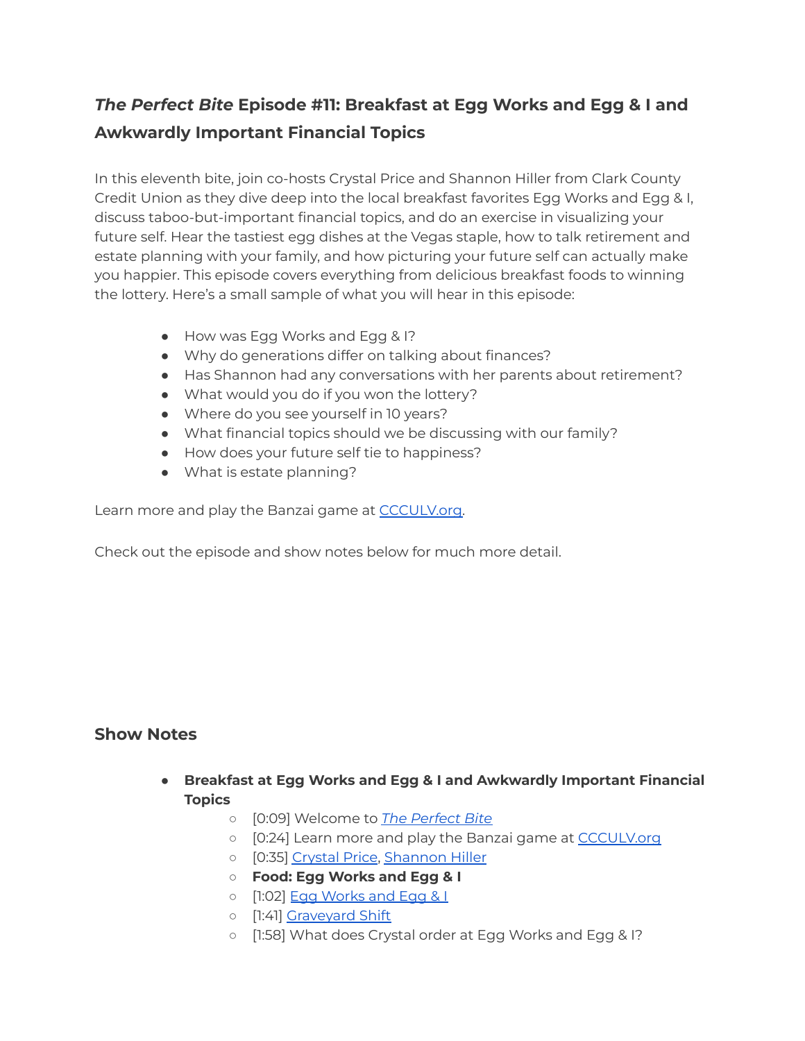## *The Perfect Bite* Episode #11: Breakfast at Egg Works and Egg & I and Awkwardly Important Financial Topics

In this eleventh bite, join co-hosts Crystal Price and Shannon Hiller from Clark County Credit Union as they dive deep into the local breakfast favorites Egg Works and Egg & I, discuss taboo-but-important financial topics, and do an exercise in visualizing your future self. Hear the tastiest egg dishes at the Vegas staple, how to talk retirement and estate planning with your family, and how picturing your future self can actually make you happier. This episode covers everything from delicious breakfast foods to winning the lottery. Here's a small sample of what you will hear in this episode:

- How was Egg Works and Egg & I?
- Why do generations differ on talking about finances?
- Has Shannon had any conversations with her parents about retirement?
- What would you do if you won the lottery?
- Where do you see yourself in 10 years?
- What financial topics should we be discussing with our family?
- How does your future self tie to happiness?
- What is estate planning?

Learn more and play the Banzai game at CCCULV.org.

Check out the episode and show notes below for much more detail.

### Show Notes

- **Breakfast at Egg Works and Egg & I and Awkwardly Important Financial Topics**
  - [0:09] Welcome to *The Perfect Bite*
  - [0:24] Learn more and play the Banzai game at CCCULV.org
  - [0:35] Crystal Price, Shannon Hiller
  - **Food: Egg Works and Egg & I**
  - [1:02] Egg Works and Egg & I
  - [1:41] Graveyard Shift
  - [1:58] What does Crystal order at Egg Works and Egg & I?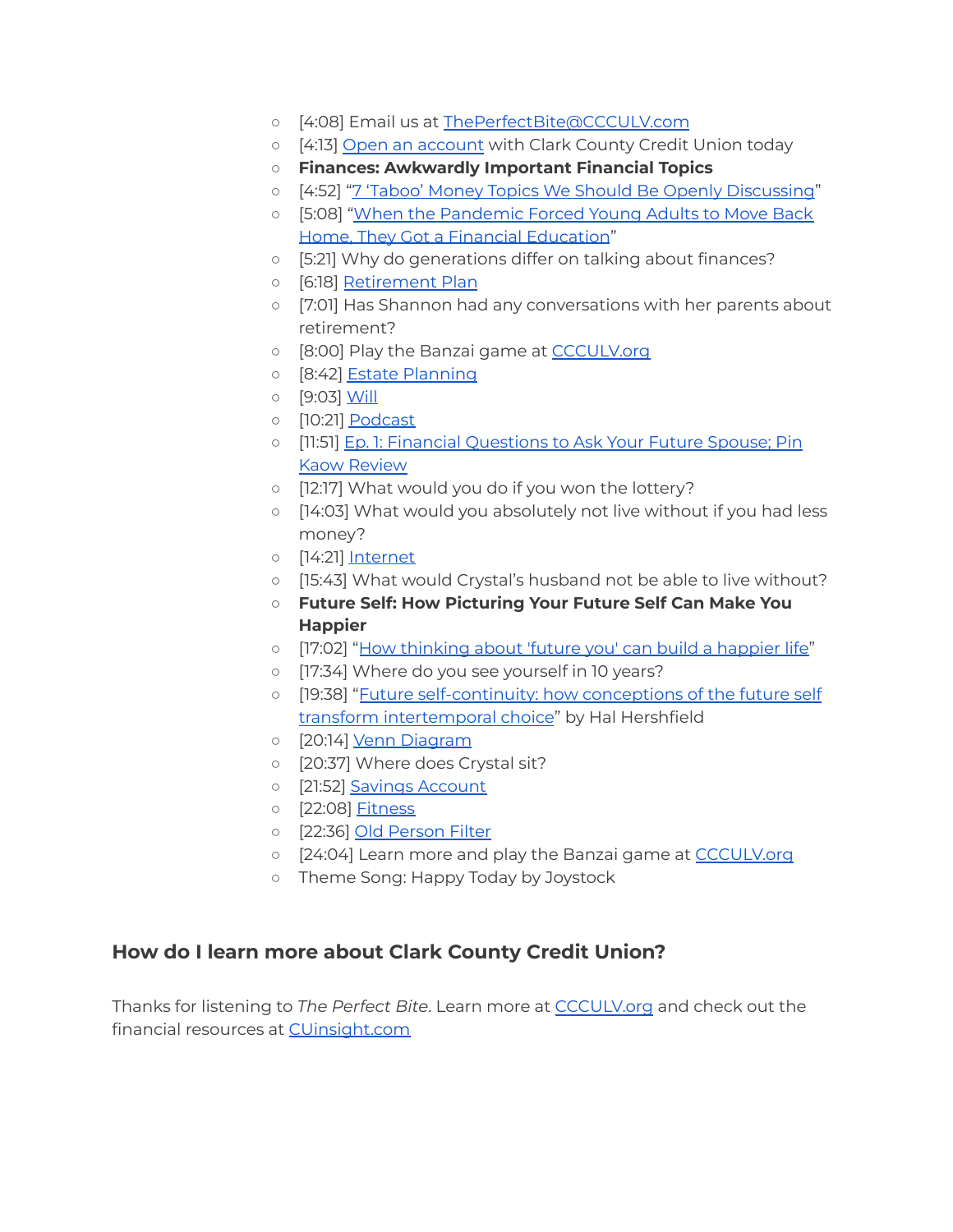- [4:08] Email us at ThePerfectBite@CCCULV.com
- [4:13] Open an account with Clark County Credit Union today
- **Finances: Awkwardly Important Financial Topics**
- [4:52] "7 'Taboo' Money Topics We Should Be Openly Discussing"
- [5:08] "When the Pandemic Forced Young Adults to Move Back Home, They Got a Financial Education"
- [5:21] Why do generations differ on talking about finances?
- [6:18] Retirement Plan
- [7:01] Has Shannon had any conversations with her parents about retirement?
- [8:00] Play the Banzai game at CCCULV.org
- [8:42] Estate Planning
- [9:03] Will
- [10:21] Podcast
- [11:51] Ep. 1: Financial Questions to Ask Your Future Spouse; Pin Kaow Review
- [12:17] What would you do if you won the lottery?
- [14:03] What would you absolutely not live without if you had less money?
- [14:21] Internet
- [15:43] What would Crystal's husband not be able to live without?
- **Future Self: How Picturing Your Future Self Can Make You Happier**
- [17:02] "How thinking about 'future you' can build a happier life"
- [17:34] Where do you see yourself in 10 years?
- [19:38] "Future self-continuity: how conceptions of the future self transform intertemporal choice" by Hal Hershfield
- [20:14] Venn Diagram
- [20:37] Where does Crystal sit?
- [21:52] Savings Account
- [22:08] Fitness
- [22:36] Old Person Filter
- [24:04] Learn more and play the Banzai game at CCCULV.org
- Theme Song: Happy Today by Joystock

## How do I learn more about Clark County Credit Union?

Thanks for listening to *The Perfect Bite*. Learn more at CCCULV.org and check out the financial resources at CUinsight.com